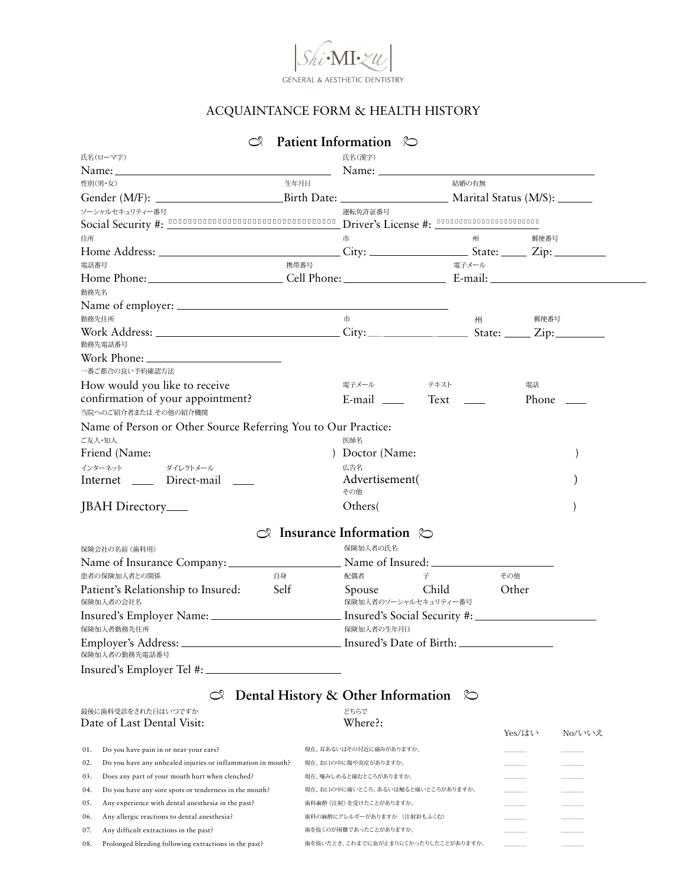|Shi·MI·zu|

GENERAL & AESTHETIC DENTISTRY

# ACQUAINTANCE FORM & HEALTH HISTORY

## Patient Information

氏名(ローマ字)
Name: ______________________

氏名(漢字)
Name: ______________________

性別(男・女)
Gender (M/F): ______________________

生年月日
Birth Date: ______________________

結婚の有無
Marital Status (M/S): ______

ソーシャルセキュリティー番号
Social Security #: ______________________

運転免許証番号
Driver's License #: ______________________

住所
Home Address: ______________________

市
City: ______________

州
State: ______

郵便番号
Zip: ______

電話番号
Home Phone: ______________________

携帯番号
Cell Phone: ______________________

電子メール
E-mail: ______________________

勤務先名
Name of employer: ______________________

勤務先住所
Work Address: ______________________

市
City: ______________

州
State: ______

郵便番号
Zip: ______

勤務先電話番号
Work Phone: ______________________

一番ご都合の良い予約確認方法
How would you like to receive confirmation of your appointment?

電子メール
E-mail ____

テキスト
Text ____

電話
Phone ____

当院へのご紹介者または その他の紹介機関
Name of Person or Other Source Referring You to Our Practice:

ご友人・知人
Friend (Name: )

医師名
Doctor (Name: )

インターネット
Internet ____

ダイレクトメール
Direct-mail ____

広告名
Advertisement( )

JBAH Directory____

その他
Others( )

## Insurance Information

保険会社の名前(歯科用)
Name of Insurance Company: ______________________

保険加入者の氏名
Name of Insured: ______________________

患者の保険加入者との関係
Patient's Relationship to Insured:

自身
Self

配偶者
Spouse

子
Child

その他
Other

保険加入者の会社名
Insured's Employer Name: ______________________

保険加入者のソーシャルセキュリティー番号
Insured's Social Security #: ______________________

保険加入者勤務先住所
Employer's Address: ______________________

保険加入者の生年月日
Insured's Date of Birth: ______________________

保険加入者の勤務先電話番号
Insured's Employer Tel #: ______________________

## Dental History & Other Information

最後に歯科受診をされた日はいつですか
Date of Last Dental Visit:

どちらで
Where?:

| | | | Yes/はい | No/いいえ |
|---|---|---|---|---|
| 01. | Do you have pain in or near your ears? | 現在、耳あるいはその付近に痛みがありますか。 | ____ | ____ |
| 02. | Do you have any unhealed injuries or inflammation in mouth? | 現在、お口の中に傷や炎症がありますか。 | ____ | ____ |
| 03. | Does any part of your mouth hurt when clenched? | 現在、噛みしめると痛むところがありますか。 | ____ | ____ |
| 04. | Do you have any sore spots or tenderness in the mouth? | 現在、お口の中に痛いところ、あるいは触ると痛いところがありますか。 | ____ | ____ |
| 05. | Any experience with dental anesthesia in the past? | 歯科麻酔(注射)を受けたことがありますか。 | ____ | ____ |
| 06. | Any allergic reactions to dental anesthesia? | 歯科の麻酔にアレルギーがありますか (注射針もふくむ) | ____ | ____ |
| 07. | Any difficult extractions in the past? | 歯を抜くのが困難であったことがありますか。 | ____ | ____ |
| 08. | Prolonged bleeding following extractions in the past? | 歯を抜いたとき、これまでに血が止まりにくかったりしたことがありますか。 | ____ | ____ |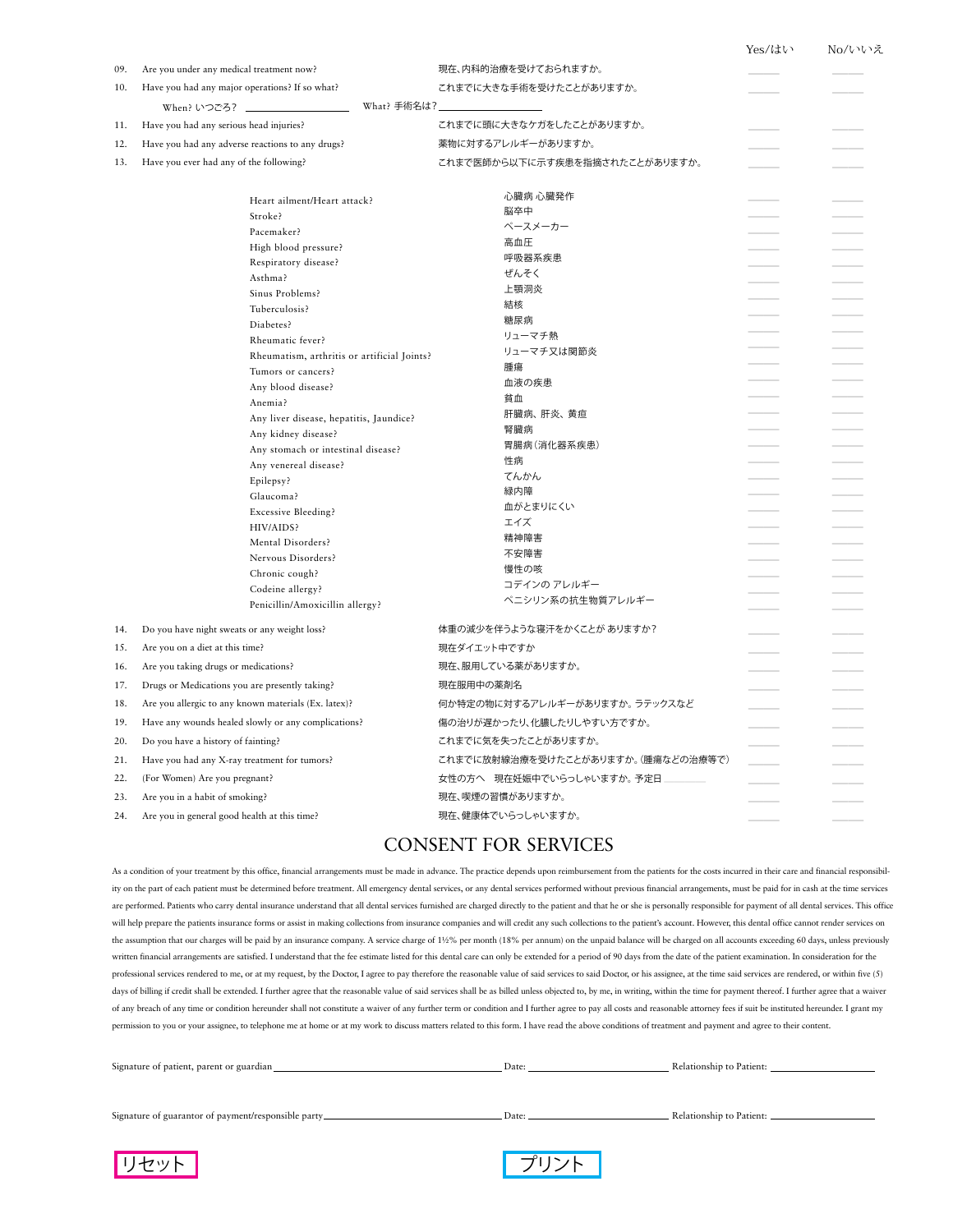| | | | Yes/はい | No/いいえ |
|---|---|---|---|---|
| 09. | Are you under any medical treatment now? | 現在､内科的治療を受けておられますか｡ | | |
| 10. | Have you had any major operations? If so what? | これまでに大きな手術を受けたことがありますか。 | | |

When? いつごろ? ______________ What? 手術名は? ______________

| | | | Yes/はい | No/いいえ |
|---|---|---|---|---|
| 11. | Have you had any serious head injuries? | これまでに頭に大きなケガをしたことがありますか。 | | |
| 12. | Have you had any adverse reactions to any drugs? | 薬物に対するアレルギーがありますか。 | | |
| 13. | Have you ever had any of the following? | これまで医師から以下に示す疾患を指摘されたことがありますか。 | | |
| | Heart ailment/Heart attack? | 心臓病 心臓発作 | | |
| | Stroke? | 脳卒中 | | |
| | Pacemaker? | ペースメーカー | | |
| | High blood pressure? | 高血圧 | | |
| | Respiratory disease? | 呼吸器系疾患 | | |
| | Asthma? | ぜんそく | | |
| | Sinus Problems? | 上顎洞炎 | | |
| | Tuberculosis? | 結核 | | |
| | Diabetes? | 糖尿病 | | |
| | Rheumatic fever? | リューマチ熱 | | |
| | Rheumatism, arthritis or artificial Joints? | リューマチ又は関節炎 | | |
| | Tumors or cancers? | 腫瘍 | | |
| | Any blood disease? | 血液の疾患 | | |
| | Anemia? | 貧血 | | |
| | Any liver disease, hepatitis, Jaundice? | 肝臓病、肝炎、黄疸 | | |
| | Any kidney disease? | 腎臓病 | | |
| | Any stomach or intestinal disease? | 胃腸病（消化器系疾患） | | |
| | Any venereal disease? | 性病 | | |
| | Epilepsy? | てんかん | | |
| | Glaucoma? | 緑内障 | | |
| | Excessive Bleeding? | 血がとまりにくい | | |
| | HIV/AIDS? | エイズ | | |
| | Mental Disorders? | 精神障害 | | |
| | Nervous Disorders? | 不安障害 | | |
| | Chronic cough? | 慢性の咳 | | |
| | Codeine allergy? | コデインの アレルギー | | |
| | Penicillin/Amoxicillin allergy? | ペニシリン系の抗生物質アレルギー | | |
| 14. | Do you have night sweats or any weight loss? | 体重の減少を伴うような寝汗をかくことが ありますか？ | | |
| 15. | Are you on a diet at this time? | 現在ダイエット中ですか | | |
| 16. | Are you taking drugs or medications? | 現在、服用している薬がありますか。 | | |
| 17. | Drugs or Medications you are presently taking? | 現在服用中の薬剤名 | | |
| 18. | Are you allergic to any known materials (Ex. latex)? | 何か特定の物に対するアレルギーがありますか。ラテックスなど | | |
| 19. | Have any wounds healed slowly or any complications? | 傷の治りが遅かったり､化膿したりしやすい方ですか。 | | |
| 20. | Do you have a history of fainting? | これまでに気を失ったことがありますか。 | | |
| 21. | Have you had any X-ray treatment for tumors? | これまでに放射線治療を受けたことがありますか。（腫瘍などの治療等で） | | |
| 22. | (For Women) Are you pregnant? | 女性の方へ　現在妊娠中でいらっしゃいますか。予定日 ______ | | |
| 23. | Are you in a habit of smoking? | 現在、喫煙の習慣がありますか。 | | |
| 24. | Are you in general good health at this time? | 現在、健康体でいらっしゃいますか。 | | |

# CONSENT FOR SERVICES

As a condition of your treatment by this office, financial arrangements must be made in advance. The practice depends upon reimbursement from the patients for the costs incurred in their care and financial responsibility on the part of each patient must be determined before treatment. All emergency dental services, or any dental services performed without previous financial arrangements, must be paid for in cash at the time services are performed. Patients who carry dental insurance understand that all dental services furnished are charged directly to the patient and that he or she is personally responsible for payment of all dental services. This office will help prepare the patients insurance forms or assist in making collections from insurance companies and will credit any such collections to the patient's account. However, this dental office cannot render services on the assumption that our charges will be paid by an insurance company. A service charge of 1½% per month (18% per annum) on the unpaid balance will be charged on all accounts exceeding 60 days, unless previously written financial arrangements are satisfied. I understand that the fee estimate listed for this dental care can only be extended for a period of 90 days from the date of the patient examination. In consideration for the professional services rendered to me, or at my request, by the Doctor, I agree to pay therefore the reasonable value of said services to said Doctor, or his assignee, at the time said services are rendered, or within five (5) days of billing if credit shall be extended. I further agree that the reasonable value of said services shall be as billed unless objected to, by me, in writing, within the time for payment thereof. I further agree that a waiver of any breach of any time or condition hereunder shall not constitute a waiver of any further term or condition and I further agree to pay all costs and reasonable attorney fees if suit be instituted hereunder. I grant my permission to you or your assignee, to telephone me at home or at my work to discuss matters related to this form. I have read the above conditions of treatment and payment and agree to their content.

Signature of patient, parent or guardian ______________________ Date: ______________ Relationship to Patient: ______________

Signature of guarantor of payment/responsible party ______________________ Date: ______________ Relationship to Patient: ______________

リセット　　プリント